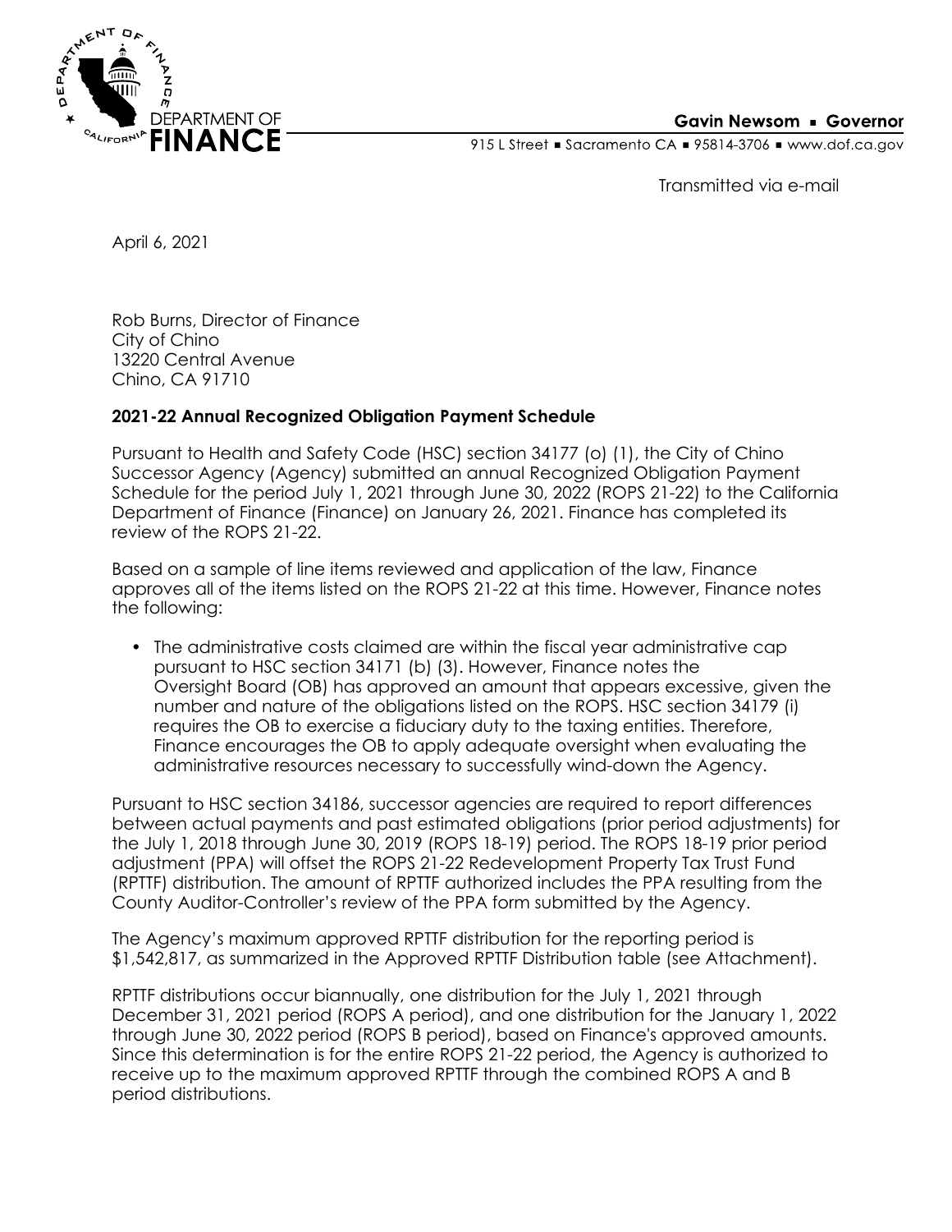DEPARTMENT OF FINANCE

**Gavin Newsom ▪ Governor**

915 L Street ▪ Sacramento CA ▪ 95814-3706 ▪ www.dof.ca.gov

Transmitted via e-mail

April 6, 2021

Rob Burns, Director of Finance
City of Chino
13220 Central Avenue
Chino, CA 91710

**2021-22 Annual Recognized Obligation Payment Schedule**

Pursuant to Health and Safety Code (HSC) section 34177 (o) (1), the City of Chino Successor Agency (Agency) submitted an annual Recognized Obligation Payment Schedule for the period July 1, 2021 through June 30, 2022 (ROPS 21-22) to the California Department of Finance (Finance) on January 26, 2021. Finance has completed its review of the ROPS 21-22.

Based on a sample of line items reviewed and application of the law, Finance approves all of the items listed on the ROPS 21-22 at this time. However, Finance notes the following:

- The administrative costs claimed are within the fiscal year administrative cap pursuant to HSC section 34171 (b) (3). However, Finance notes the Oversight Board (OB) has approved an amount that appears excessive, given the number and nature of the obligations listed on the ROPS. HSC section 34179 (i) requires the OB to exercise a fiduciary duty to the taxing entities. Therefore, Finance encourages the OB to apply adequate oversight when evaluating the administrative resources necessary to successfully wind-down the Agency.

Pursuant to HSC section 34186, successor agencies are required to report differences between actual payments and past estimated obligations (prior period adjustments) for the July 1, 2018 through June 30, 2019 (ROPS 18-19) period. The ROPS 18-19 prior period adjustment (PPA) will offset the ROPS 21-22 Redevelopment Property Tax Trust Fund (RPTTF) distribution. The amount of RPTTF authorized includes the PPA resulting from the County Auditor-Controller's review of the PPA form submitted by the Agency.

The Agency's maximum approved RPTTF distribution for the reporting period is $1,542,817, as summarized in the Approved RPTTF Distribution table (see Attachment).

RPTTF distributions occur biannually, one distribution for the July 1, 2021 through December 31, 2021 period (ROPS A period), and one distribution for the January 1, 2022 through June 30, 2022 period (ROPS B period), based on Finance's approved amounts. Since this determination is for the entire ROPS 21-22 period, the Agency is authorized to receive up to the maximum approved RPTTF through the combined ROPS A and B period distributions.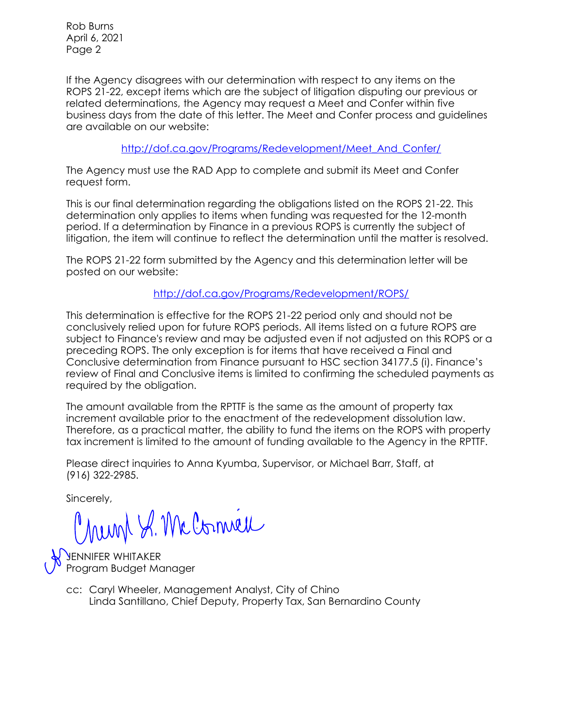If the Agency disagrees with our determination with respect to any items on the ROPS 21-22, except items which are the subject of litigation disputing our previous or related determinations, the Agency may request a Meet and Confer within five business days from the date of this letter. The Meet and Confer process and guidelines are available on our website:

http://dof.ca.gov/Programs/Redevelopment/Meet_And_Confer/

The Agency must use the RAD App to complete and submit its Meet and Confer request form.

This is our final determination regarding the obligations listed on the ROPS 21-22. This determination only applies to items when funding was requested for the 12-month period. If a determination by Finance in a previous ROPS is currently the subject of litigation, the item will continue to reflect the determination until the matter is resolved.

The ROPS 21-22 form submitted by the Agency and this determination letter will be posted on our website:

http://dof.ca.gov/Programs/Redevelopment/ROPS/

This determination is effective for the ROPS 21-22 period only and should not be conclusively relied upon for future ROPS periods. All items listed on a future ROPS are subject to Finance's review and may be adjusted even if not adjusted on this ROPS or a preceding ROPS. The only exception is for items that have received a Final and Conclusive determination from Finance pursuant to HSC section 34177.5 (i). Finance's review of Final and Conclusive items is limited to confirming the scheduled payments as required by the obligation.

The amount available from the RPTTF is the same as the amount of property tax increment available prior to the enactment of the redevelopment dissolution law. Therefore, as a practical matter, the ability to fund the items on the ROPS with property tax increment is limited to the amount of funding available to the Agency in the RPTTF.

Please direct inquiries to Anna Kyumba, Supervisor, or Michael Barr, Staff, at (916) 322-2985.

Sincerely,

JENNIFER WHITAKER
Program Budget Manager

cc: Caryl Wheeler, Management Analyst, City of Chino
Linda Santillano, Chief Deputy, Property Tax, San Bernardino County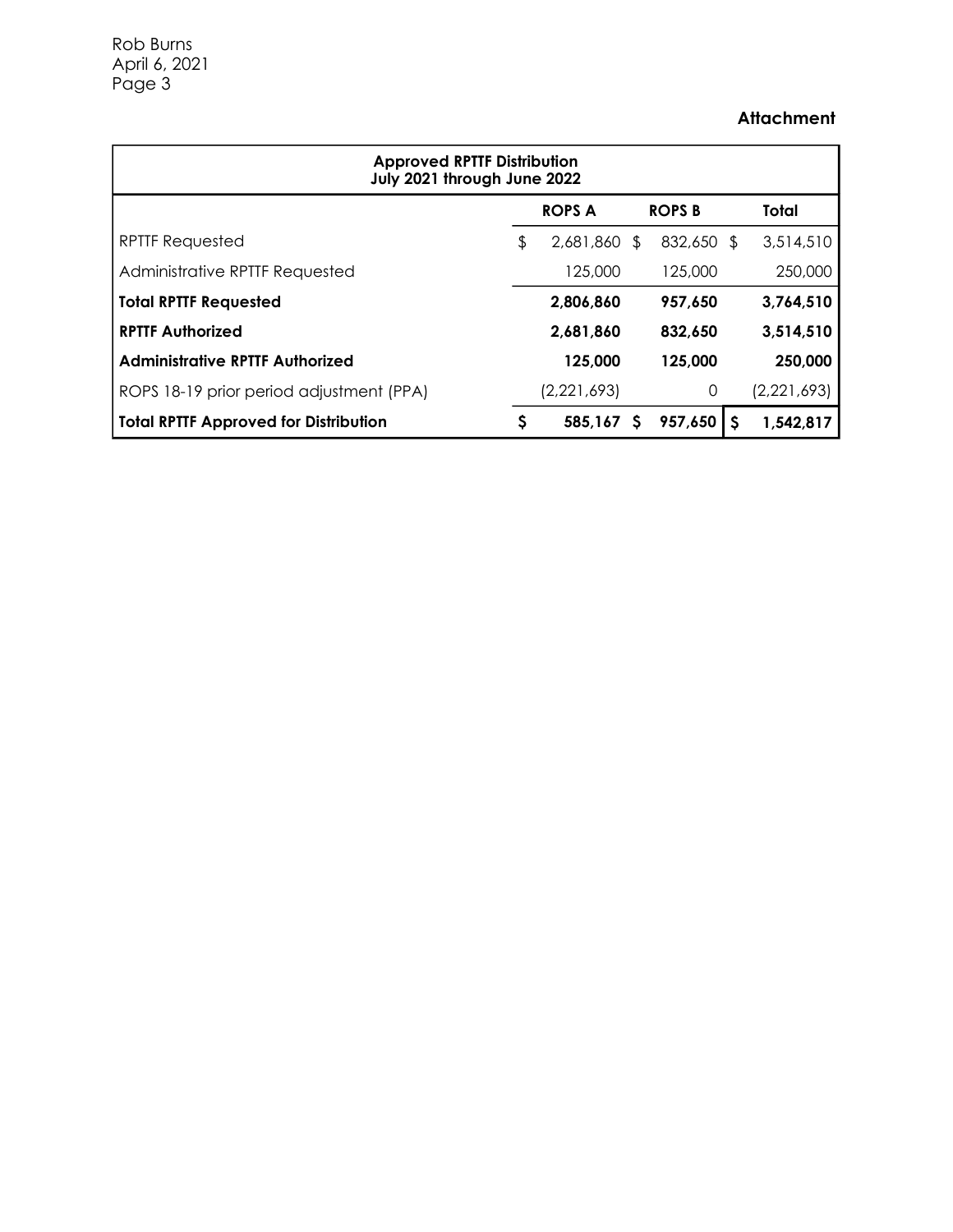**Attachment**

| Approved RPTTF Distribution<br>July 2021 through June 2022 | | | |
|---|---|---|---|
| | **ROPS A** | **ROPS B** | **Total** |
| RPTTF Requested | $ 2,681,860 | $ 832,650 | $ 3,514,510 |
| Administrative RPTTF Requested | 125,000 | 125,000 | 250,000 |
| **Total RPTTF Requested** | **2,806,860** | **957,650** | **3,764,510** |
| **RPTTF Authorized** | **2,681,860** | **832,650** | **3,514,510** |
| **Administrative RPTTF Authorized** | **125,000** | **125,000** | **250,000** |
| ROPS 18-19 prior period adjustment (PPA) | (2,221,693) | 0 | (2,221,693) |
| **Total RPTTF Approved for Distribution** | **$ 585,167** | **$ 957,650** | **$ 1,542,817** |